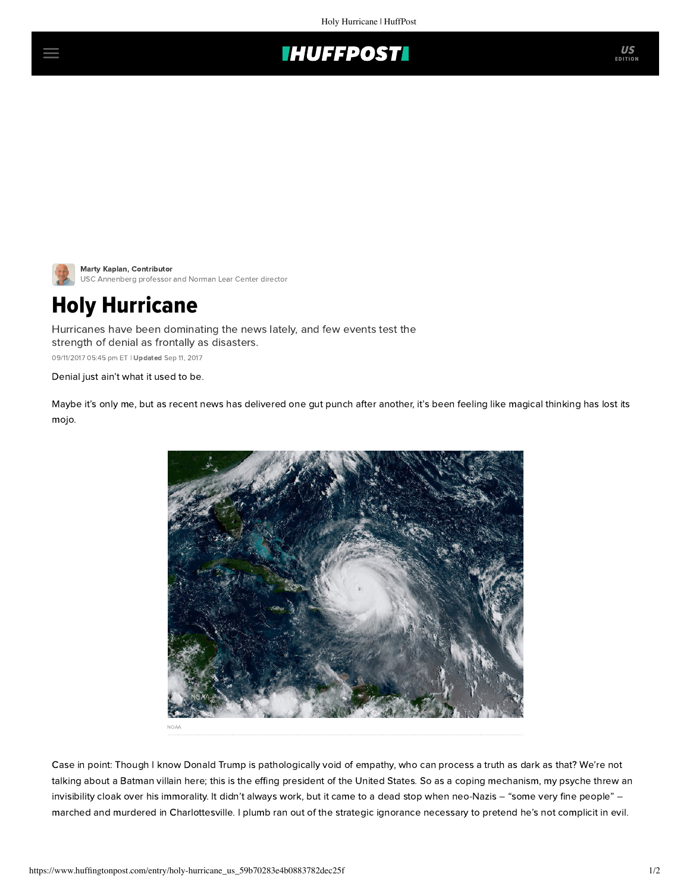Marty Kaplan, Contributor
USC Annenberg professor and Norman Lear Center director

# Holy Hurricane

Hurricanes have been dominating the news lately, and few events test the strength of denial as frontally as disasters.

09/11/2017 05:45 pm ET | **Updated** Sep 11, 2017

Denial just ain't what it used to be.

Maybe it's only me, but as recent news has delivered one gut punch after another, it's been feeling like magical thinking has lost its mojo.

NOAA

Case in point: Though I know Donald Trump is pathologically void of empathy, who can process a truth as dark as that? We're not talking about a Batman villain here; this is the effing president of the United States. So as a coping mechanism, my psyche threw an invisibility cloak over his immorality. It didn't always work, but it came to a dead stop when neo-Nazis – "some very fine people" – marched and murdered in Charlottesville. I plumb ran out of the strategic ignorance necessary to pretend he's not complicit in evil.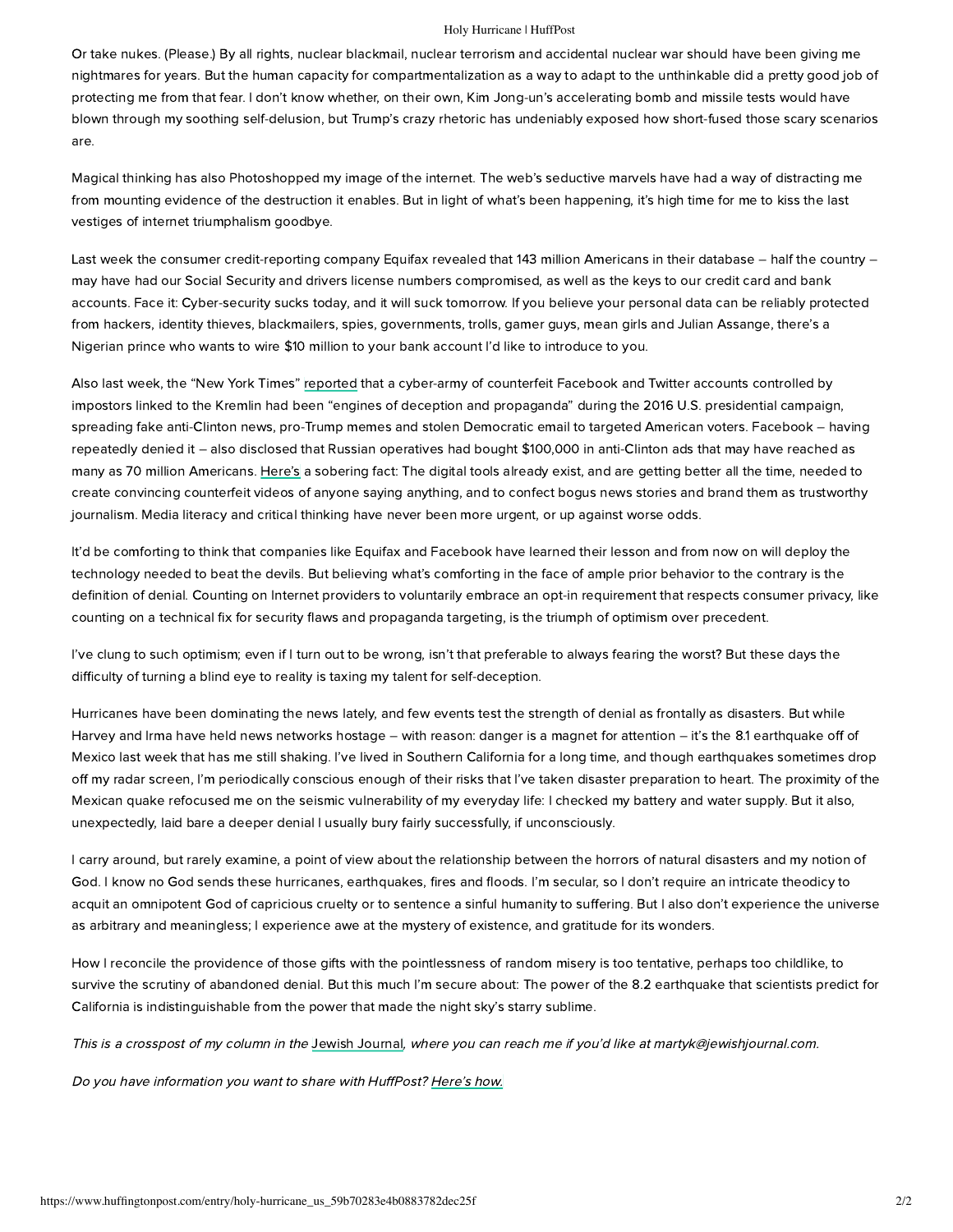Or take nukes. (Please.) By all rights, nuclear blackmail, nuclear terrorism and accidental nuclear war should have been giving me nightmares for years. But the human capacity for compartmentalization as a way to adapt to the unthinkable did a pretty good job of protecting me from that fear. I don't know whether, on their own, Kim Jong-un's accelerating bomb and missile tests would have blown through my soothing self-delusion, but Trump's crazy rhetoric has undeniably exposed how short-fused those scary scenarios are.

Magical thinking has also Photoshopped my image of the internet. The web's seductive marvels have had a way of distracting me from mounting evidence of the destruction it enables. But in light of what's been happening, it's high time for me to kiss the last vestiges of internet triumphalism goodbye.

Last week the consumer credit-reporting company Equifax revealed that 143 million Americans in their database – half the country – may have had our Social Security and drivers license numbers compromised, as well as the keys to our credit card and bank accounts. Face it: Cyber-security sucks today, and it will suck tomorrow. If you believe your personal data can be reliably protected from hackers, identity thieves, blackmailers, spies, governments, trolls, gamer guys, mean girls and Julian Assange, there's a Nigerian prince who wants to wire $10 million to your bank account I'd like to introduce to you.

Also last week, the "New York Times" reported that a cyber-army of counterfeit Facebook and Twitter accounts controlled by impostors linked to the Kremlin had been "engines of deception and propaganda" during the 2016 U.S. presidential campaign, spreading fake anti-Clinton news, pro-Trump memes and stolen Democratic email to targeted American voters. Facebook – having repeatedly denied it – also disclosed that Russian operatives had bought $100,000 in anti-Clinton ads that may have reached as many as 70 million Americans. Here's a sobering fact: The digital tools already exist, and are getting better all the time, needed to create convincing counterfeit videos of anyone saying anything, and to confect bogus news stories and brand them as trustworthy journalism. Media literacy and critical thinking have never been more urgent, or up against worse odds.

It'd be comforting to think that companies like Equifax and Facebook have learned their lesson and from now on will deploy the technology needed to beat the devils. But believing what's comforting in the face of ample prior behavior to the contrary is the definition of denial. Counting on Internet providers to voluntarily embrace an opt-in requirement that respects consumer privacy, like counting on a technical fix for security flaws and propaganda targeting, is the triumph of optimism over precedent.

I've clung to such optimism; even if I turn out to be wrong, isn't that preferable to always fearing the worst? But these days the difficulty of turning a blind eye to reality is taxing my talent for self-deception.

Hurricanes have been dominating the news lately, and few events test the strength of denial as frontally as disasters. But while Harvey and Irma have held news networks hostage – with reason: danger is a magnet for attention – it's the 8.1 earthquake off of Mexico last week that has me still shaking. I've lived in Southern California for a long time, and though earthquakes sometimes drop off my radar screen, I'm periodically conscious enough of their risks that I've taken disaster preparation to heart. The proximity of the Mexican quake refocused me on the seismic vulnerability of my everyday life: I checked my battery and water supply. But it also, unexpectedly, laid bare a deeper denial I usually bury fairly successfully, if unconsciously.

I carry around, but rarely examine, a point of view about the relationship between the horrors of natural disasters and my notion of God. I know no God sends these hurricanes, earthquakes, fires and floods. I'm secular, so I don't require an intricate theodicy to acquit an omnipotent God of capricious cruelty or to sentence a sinful humanity to suffering. But I also don't experience the universe as arbitrary and meaningless; I experience awe at the mystery of existence, and gratitude for its wonders.

How I reconcile the providence of those gifts with the pointlessness of random misery is too tentative, perhaps too childlike, to survive the scrutiny of abandoned denial. But this much I'm secure about: The power of the 8.2 earthquake that scientists predict for California is indistinguishable from the power that made the night sky's starry sublime.

*This is a crosspost of my column in the Jewish Journal, where you can reach me if you'd like at martyk@jewishjournal.com.*

*Do you have information you want to share with HuffPost? Here's how.*